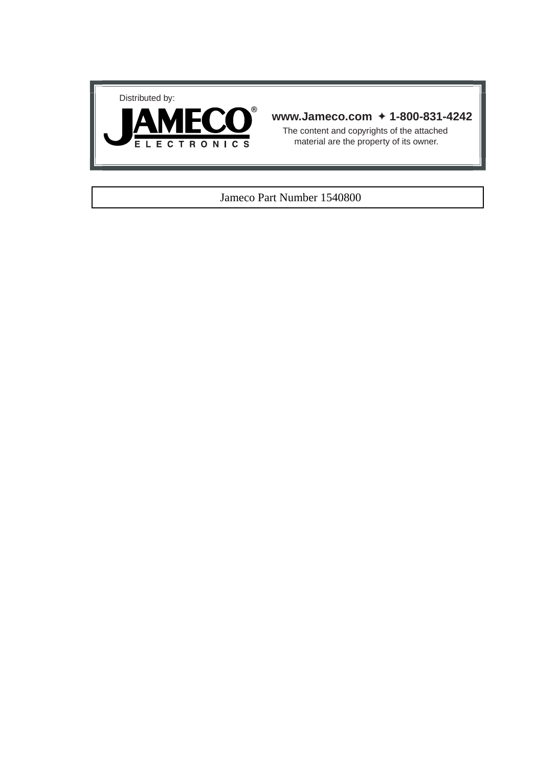Distributed by:

**JAMECO®**
ELECTRONICS

**www.Jameco.com ✦ 1-800-831-4242**

The content and copyrights of the attached material are the property of its owner.

Jameco Part Number 1540800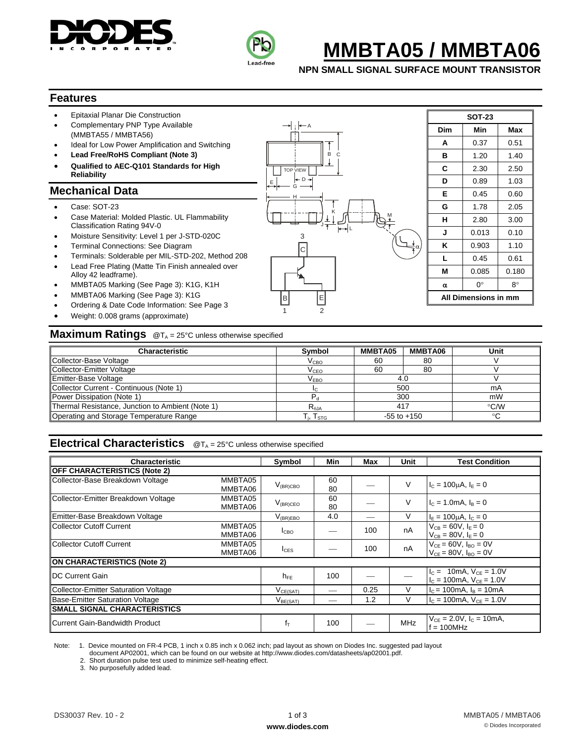# MMBTA05 / MMBTA06

**NPN SMALL SIGNAL SURFACE MOUNT TRANSISTOR**

## Features

- Epitaxial Planar Die Construction
- Complementary PNP Type Available (MMBTA55 / MMBTA56)
- Ideal for Low Power Amplification and Switching
- **Lead Free/RoHS Compliant (Note 3)**
- **Qualified to AEC-Q101 Standards for High Reliability**

## Mechanical Data

- Case: SOT-23
- Case Material: Molded Plastic. UL Flammability Classification Rating 94V-0
- Moisture Sensitivity: Level 1 per J-STD-020C
- Terminal Connections: See Diagram
- Terminals: Solderable per MIL-STD-202, Method 208
- Lead Free Plating (Matte Tin Finish annealed over Alloy 42 leadframe).
- MMBTA05 Marking (See Page 3): K1G, K1H
- MMBTA06 Marking (See Page 3): K1G
- Ordering & Date Code Information: See Page 3
- Weight: 0.008 grams (approximate)

| SOT-23 | | |
|---|---|---|
| **Dim** | **Min** | **Max** |
| A | 0.37 | 0.51 |
| B | 1.20 | 1.40 |
| C | 2.30 | 2.50 |
| D | 0.89 | 1.03 |
| E | 0.45 | 0.60 |
| G | 1.78 | 2.05 |
| H | 2.80 | 3.00 |
| J | 0.013 | 0.10 |
| K | 0.903 | 1.10 |
| L | 0.45 | 0.61 |
| M | 0.085 | 0.180 |
| α | 0° | 8° |
| All Dimensions in mm | | |

## Maximum Ratings @$T_A$ = 25°C unless otherwise specified

| Characteristic | Symbol | MMBTA05 | MMBTA06 | Unit |
|---|---|---|---|---|
| Collector-Base Voltage | $V_{CBO}$ | 60 | 80 | V |
| Collector-Emitter Voltage | $V_{CEO}$ | 60 | 80 | V |
| Emitter-Base Voltage | $V_{EBO}$ | 4.0 | | V |
| Collector Current - Continuous (Note 1) | $I_C$ | 500 | | mA |
| Power Dissipation (Note 1) | $P_d$ | 300 | | mW |
| Thermal Resistance, Junction to Ambient (Note 1) | $R_{\theta JA}$ | 417 | | °C/W |
| Operating and Storage Temperature Range | $T_j, T_{STG}$ | -55 to +150 | | °C |

## Electrical Characteristics @$T_A$ = 25°C unless otherwise specified

| Characteristic | | Symbol | Min | Max | Unit | Test Condition |
|---|---|---|---|---|---|---|
| **OFF CHARACTERISTICS (Note 2)** | | | | | | |
| Collector-Base Breakdown Voltage | MMBTA05<br>MMBTA06 | $V_{(BR)CBO}$ | 60<br>80 | — | V | $I_C = 100\mu A$, $I_E = 0$ |
| Collector-Emitter Breakdown Voltage | MMBTA05<br>MMBTA06 | $V_{(BR)CEO}$ | 60<br>80 | — | V | $I_C = 1.0mA$, $I_B = 0$ |
| Emitter-Base Breakdown Voltage | | $V_{(BR)EBO}$ | 4.0 | — | V | $I_E = 100\mu A$, $I_C = 0$ |
| Collector Cutoff Current | MMBTA05<br>MMBTA06 | $I_{CBO}$ | — | 100 | nA | $V_{CB} = 60V$, $I_E = 0$<br>$V_{CB} = 80V$, $I_E = 0$ |
| Collector Cutoff Current | MMBTA05<br>MMBTA06 | $I_{CES}$ | — | 100 | nA | $V_{CE} = 60V$, $I_{BO} = 0V$<br>$V_{CE} = 80V$, $I_{BO} = 0V$ |
| **ON CHARACTERISTICS (Note 2)** | | | | | | |
| DC Current Gain | | $h_{FE}$ | 100 | — | — | $I_C = 10mA$, $V_{CE} = 1.0V$<br>$I_C = 100mA$, $V_{CE} = 1.0V$ |
| Collector-Emitter Saturation Voltage | | $V_{CE(SAT)}$ | — | 0.25 | V | $I_C = 100mA$, $I_B = 10mA$ |
| Base-Emitter Saturation Voltage | | $V_{BE(SAT)}$ | — | 1.2 | V | $I_C = 100mA$, $V_{CE} = 1.0V$ |
| **SMALL SIGNAL CHARACTERISTICS** | | | | | | |
| Current Gain-Bandwidth Product | | $f_T$ | 100 | — | MHz | $V_{CE} = 2.0V$, $I_C = 10mA$,<br>f = 100MHz |

Note: 1. Device mounted on FR-4 PCB, 1 inch x 0.85 inch x 0.062 inch; pad layout as shown on Diodes Inc. suggested pad layout document AP02001, which can be found on our website at http://www.diodes.com/datasheets/ap02001.pdf.
2. Short duration pulse test used to minimize self-heating effect.
3. No purposefully added lead.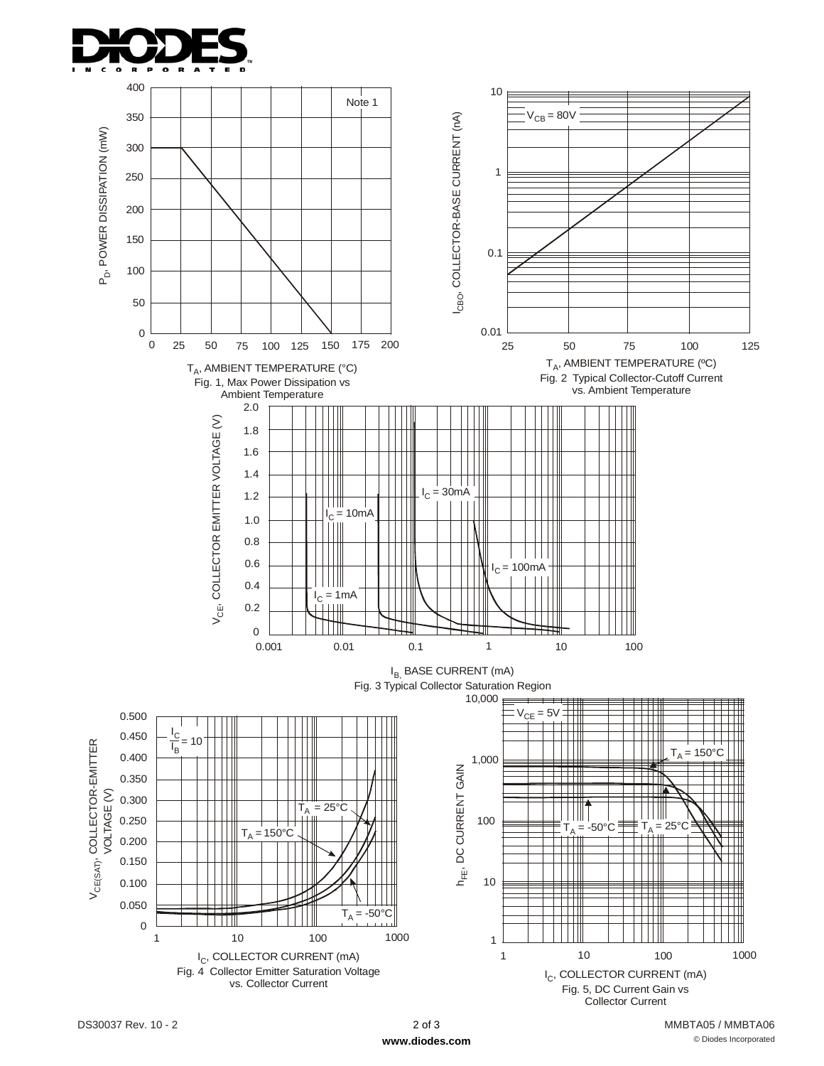$P_D$, POWER DISSIPATION (mW)

Note 1

$T_A$, AMBIENT TEMPERATURE (°C)

Fig. 1, Max Power Dissipation vs Ambient Temperature

$V_{CB}$ = 80V

$I_{CBO}$, COLLECTOR-BASE CURRENT (nA)

$T_A$, AMBIENT TEMPERATURE (ºC)

Fig. 2 Typical Collector-Cutoff Current vs. Ambient Temperature

$V_{CE}$, COLLECTOR EMITTER VOLTAGE (V)

$I_C$ = 1mA, $I_C$ = 10mA, $I_C$ = 30mA, $I_C$ = 100mA

$I_B$, BASE CURRENT (mA)

Fig. 3 Typical Collector Saturation Region

$V_{CE(SAT)}$, COLLECTOR-EMITTER VOLTAGE (V)

$\frac{I_C}{I_B} = 10$

$T_A$ = 25°C, $T_A$ = 150°C, $T_A$ = -50°C

$I_C$, COLLECTOR CURRENT (mA)

Fig. 4 Collector Emitter Saturation Voltage vs. Collector Current

$h_{FE}$, DC CURRENT GAIN

$V_{CE}$ = 5V

$T_A$ = 150°C, $T_A$ = -50°C, $T_A$ = 25°C

$I_C$, COLLECTOR CURRENT (mA)

Fig. 5, DC Current Gain vs Collector Current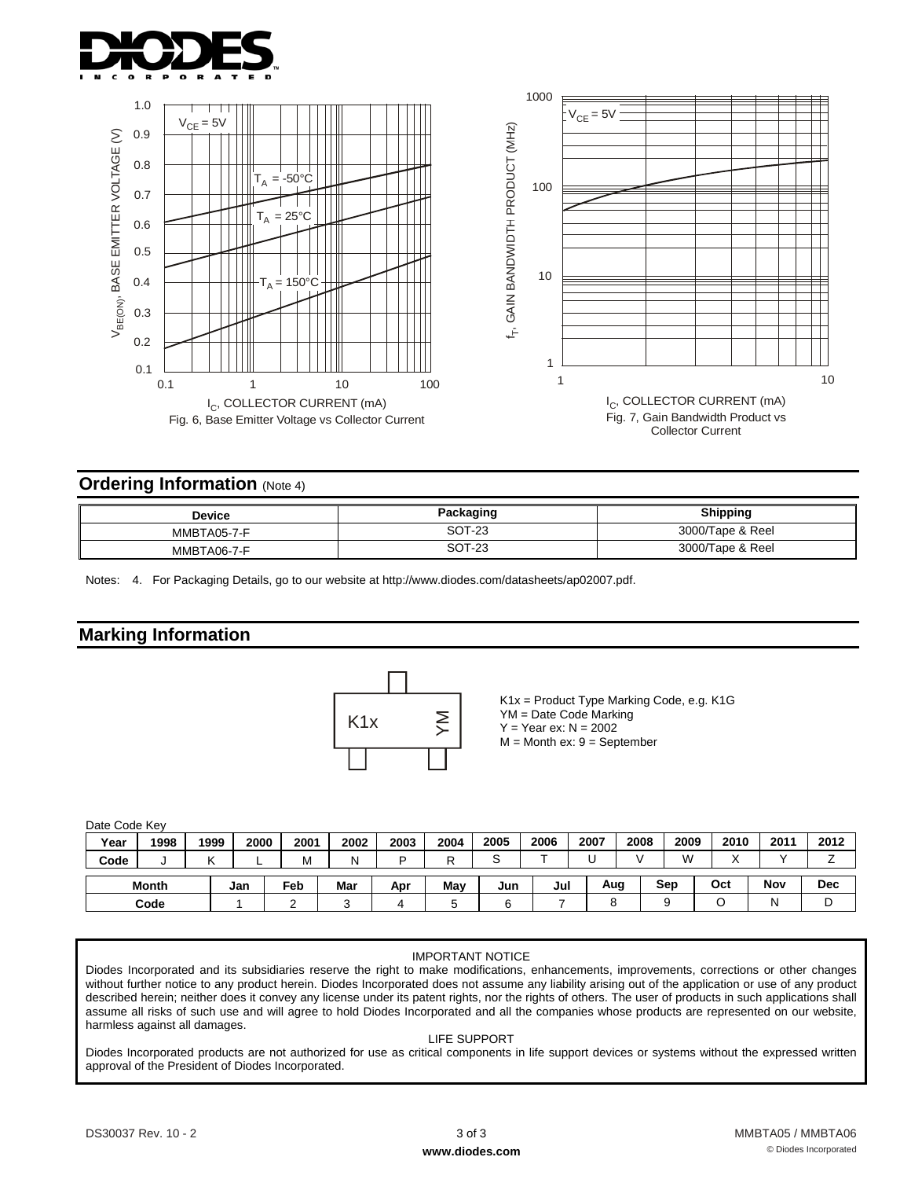$V_{CE} = 5V$

$T_A = -50°C$

$T_A = 25°C$

$T_A = 150°C$

$V_{BE(ON)}$, BASE EMITTER VOLTAGE (V)

1.0
0.9
0.8
0.7
0.6
0.5
0.4
0.3
0.2
0.1

0.1
1
10
100

$I_C$, COLLECTOR CURRENT (mA)

Fig. 6, Base Emitter Voltage vs Collector Current

$V_{CE} = 5V$

$f_T$, GAIN BANDWIDTH PRODUCT (MHz)

1000
100
10
1

1
10

$I_C$, COLLECTOR CURRENT (mA)

Fig. 7, Gain Bandwidth Product vs Collector Current

## Ordering Information (Note 4)

| Device | Packaging | Shipping |
|---|---|---|
| MMBTA05-7-F | SOT-23 | 3000/Tape & Reel |
| MMBTA06-7-F | SOT-23 | 3000/Tape & Reel |

Notes: 4. For Packaging Details, go to our website at http://www.diodes.com/datasheets/ap02007.pdf.

## Marking Information

K1x

YM

K1x = Product Type Marking Code, e.g. K1G
YM = Date Code Marking
Y = Year ex: N = 2002
M = Month ex: 9 = September

Date Code Key

| Year | 1998 | 1999 | 2000 | 2001 | 2002 | 2003 | 2004 | 2005 | 2006 | 2007 | 2008 | 2009 | 2010 | 2011 | 2012 |
|---|---|---|---|---|---|---|---|---|---|---|---|---|---|---|---|
| Code | J | K | L | M | N | P | R | S | T | U | V | W | X | Y | Z |

| Month | Jan | Feb | Mar | Apr | May | Jun | Jul | Aug | Sep | Oct | Nov | Dec |
|---|---|---|---|---|---|---|---|---|---|---|---|---|
| Code | 1 | 2 | 3 | 4 | 5 | 6 | 7 | 8 | 9 | O | N | D |

IMPORTANT NOTICE

Diodes Incorporated and its subsidiaries reserve the right to make modifications, enhancements, improvements, corrections or other changes without further notice to any product herein. Diodes Incorporated does not assume any liability arising out of the application or use of any product described herein; neither does it convey any license under its patent rights, nor the rights of others. The user of products in such applications shall assume all risks of such use and will agree to hold Diodes Incorporated and all the companies whose products are represented on our website, harmless against all damages.

LIFE SUPPORT

Diodes Incorporated products are not authorized for use as critical components in life support devices or systems without the expressed written approval of the President of Diodes Incorporated.